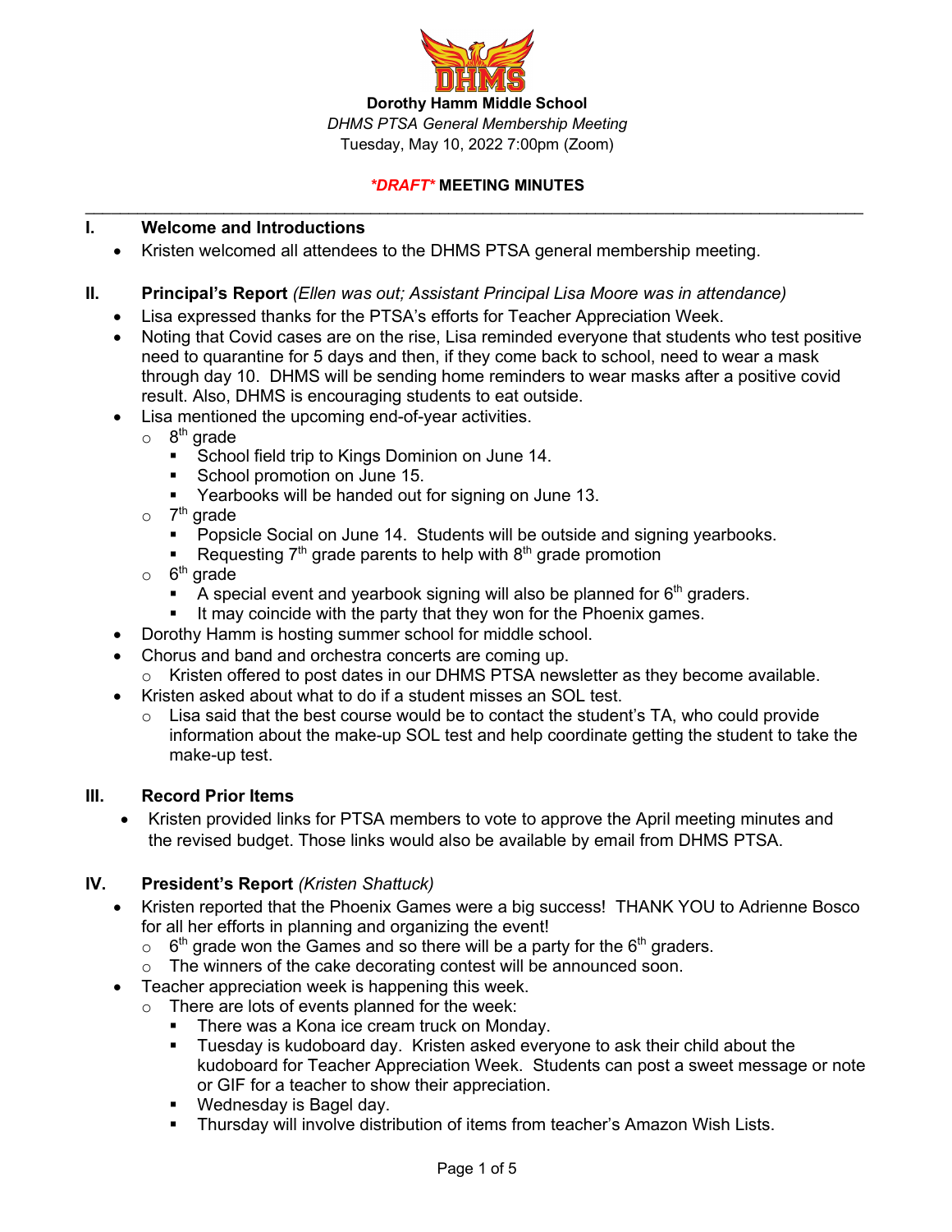**Dorothy Hamm Middle School**

*DHMS PTSA General Membership Meeting*

Tuesday, May 10, 2022 7:00pm (Zoom)

***DRAFT*** **MEETING MINUTES**

---

## I. Welcome and Introductions

- Kristen welcomed all attendees to the DHMS PTSA general membership meeting.

## II. Principal's Report *(Ellen was out; Assistant Principal Lisa Moore was in attendance)*

- Lisa expressed thanks for the PTSA's efforts for Teacher Appreciation Week.
- Noting that Covid cases are on the rise, Lisa reminded everyone that students who test positive need to quarantine for 5 days and then, if they come back to school, need to wear a mask through day 10. DHMS will be sending home reminders to wear masks after a positive covid result. Also, DHMS is encouraging students to eat outside.
- Lisa mentioned the upcoming end-of-year activities.
  - 8th grade
    - School field trip to Kings Dominion on June 14.
    - School promotion on June 15.
    - Yearbooks will be handed out for signing on June 13.
  - 7th grade
    - Popsicle Social on June 14. Students will be outside and signing yearbooks.
    - Requesting 7th grade parents to help with 8th grade promotion
  - 6th grade
    - A special event and yearbook signing will also be planned for 6th graders.
    - It may coincide with the party that they won for the Phoenix games.
- Dorothy Hamm is hosting summer school for middle school.
- Chorus and band and orchestra concerts are coming up.
  - Kristen offered to post dates in our DHMS PTSA newsletter as they become available.
- Kristen asked about what to do if a student misses an SOL test.
  - Lisa said that the best course would be to contact the student's TA, who could provide information about the make-up SOL test and help coordinate getting the student to take the make-up test.

## III. Record Prior Items

- Kristen provided links for PTSA members to vote to approve the April meeting minutes and the revised budget. Those links would also be available by email from DHMS PTSA.

## IV. President's Report *(Kristen Shattuck)*

- Kristen reported that the Phoenix Games were a big success! THANK YOU to Adrienne Bosco for all her efforts in planning and organizing the event!
  - 6th grade won the Games and so there will be a party for the 6th graders.
  - The winners of the cake decorating contest will be announced soon.
- Teacher appreciation week is happening this week.
  - There are lots of events planned for the week:
    - There was a Kona ice cream truck on Monday.
    - Tuesday is kudoboard day. Kristen asked everyone to ask their child about the kudoboard for Teacher Appreciation Week. Students can post a sweet message or note or GIF for a teacher to show their appreciation.
    - Wednesday is Bagel day.
    - Thursday will involve distribution of items from teacher's Amazon Wish Lists.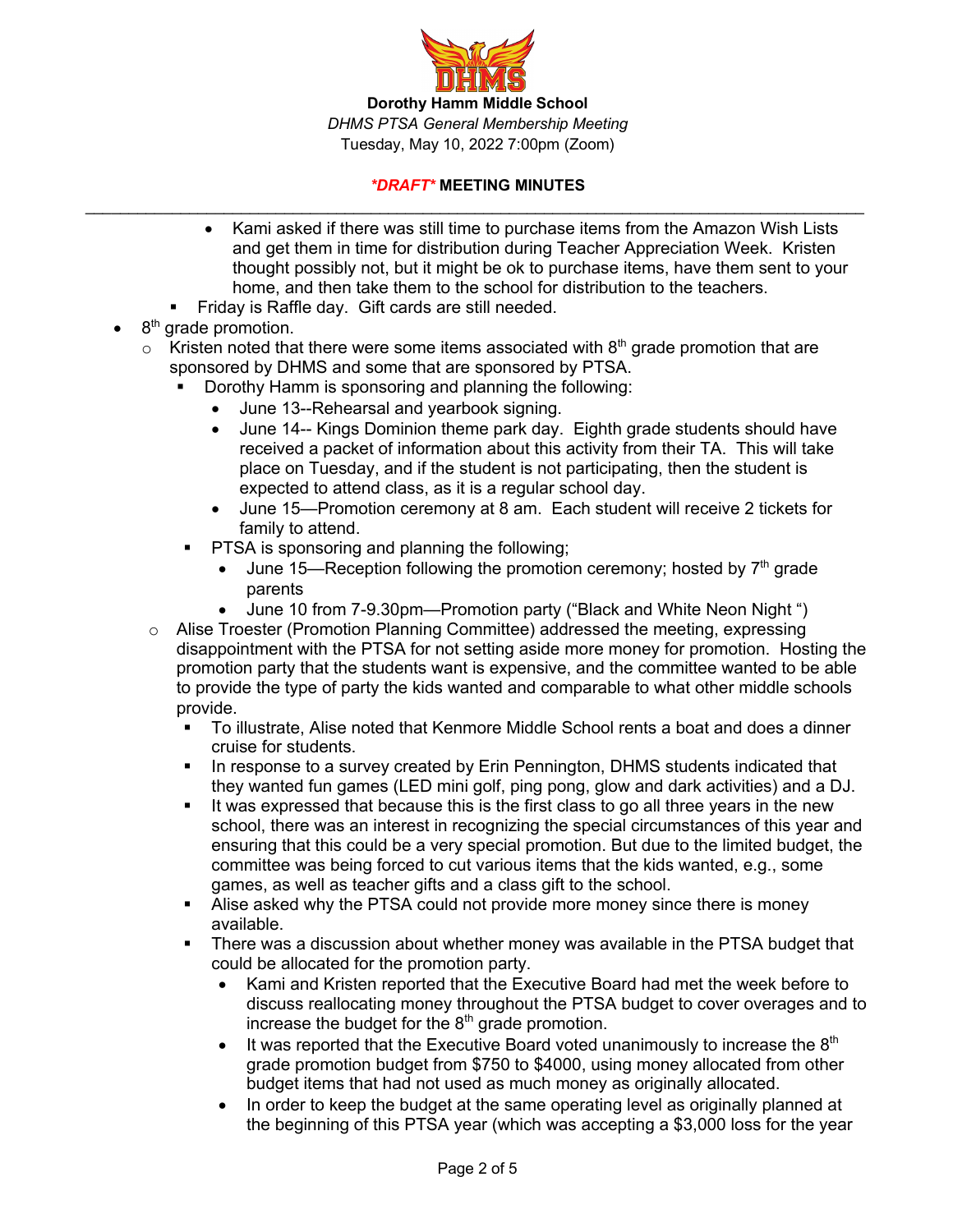**Dorothy Hamm Middle School**

*DHMS PTSA General Membership Meeting*

Tuesday, May 10, 2022 7:00pm (Zoom)

***DRAFT*** **MEETING MINUTES**

---

        - Kami asked if there was still time to purchase items from the Amazon Wish Lists and get them in time for distribution during Teacher Appreciation Week. Kristen thought possibly not, but it might be ok to purchase items, have them sent to your home, and then take them to the school for distribution to the teachers.
      - Friday is Raffle day. Gift cards are still needed.
- 8th grade promotion.
  - Kristen noted that there were some items associated with 8th grade promotion that are sponsored by DHMS and some that are sponsored by PTSA.
    - Dorothy Hamm is sponsoring and planning the following:
      - June 13--Rehearsal and yearbook signing.
      - June 14-- Kings Dominion theme park day. Eighth grade students should have received a packet of information about this activity from their TA. This will take place on Tuesday, and if the student is not participating, then the student is expected to attend class, as it is a regular school day.
      - June 15—Promotion ceremony at 8 am. Each student will receive 2 tickets for family to attend.
    - PTSA is sponsoring and planning the following;
      - June 15—Reception following the promotion ceremony; hosted by 7th grade parents
      - June 10 from 7-9.30pm—Promotion party ("Black and White Neon Night ")
  - Alise Troester (Promotion Planning Committee) addressed the meeting, expressing disappointment with the PTSA for not setting aside more money for promotion. Hosting the promotion party that the students want is expensive, and the committee wanted to be able to provide the type of party the kids wanted and comparable to what other middle schools provide.
    - To illustrate, Alise noted that Kenmore Middle School rents a boat and does a dinner cruise for students.
    - In response to a survey created by Erin Pennington, DHMS students indicated that they wanted fun games (LED mini golf, ping pong, glow and dark activities) and a DJ.
    - It was expressed that because this is the first class to go all three years in the new school, there was an interest in recognizing the special circumstances of this year and ensuring that this could be a very special promotion. But due to the limited budget, the committee was being forced to cut various items that the kids wanted, e.g., some games, as well as teacher gifts and a class gift to the school.
    - Alise asked why the PTSA could not provide more money since there is money available.
    - There was a discussion about whether money was available in the PTSA budget that could be allocated for the promotion party.
      - Kami and Kristen reported that the Executive Board had met the week before to discuss reallocating money throughout the PTSA budget to cover overages and to increase the budget for the 8th grade promotion.
      - It was reported that the Executive Board voted unanimously to increase the 8th grade promotion budget from $750 to $4000, using money allocated from other budget items that had not used as much money as originally allocated.
      - In order to keep the budget at the same operating level as originally planned at the beginning of this PTSA year (which was accepting a $3,000 loss for the year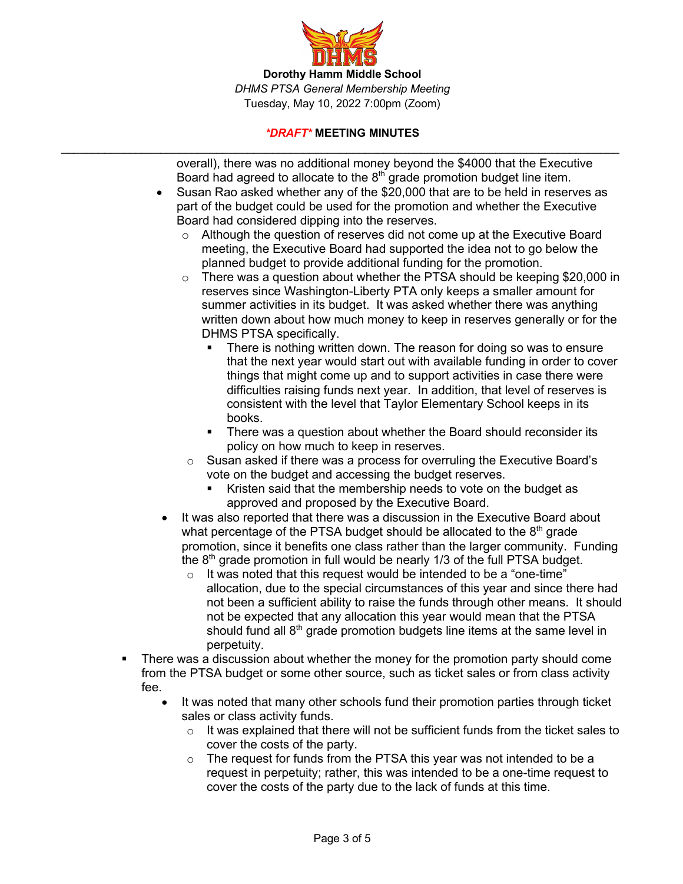**Dorothy Hamm Middle School**

*DHMS PTSA General Membership Meeting*

Tuesday, May 10, 2022 7:00pm (Zoom)

***DRAFT*** **MEETING MINUTES**

---

overall), there was no additional money beyond the $4000 that the Executive Board had agreed to allocate to the 8th grade promotion budget line item.

- Susan Rao asked whether any of the $20,000 that are to be held in reserves as part of the budget could be used for the promotion and whether the Executive Board had considered dipping into the reserves.
  - Although the question of reserves did not come up at the Executive Board meeting, the Executive Board had supported the idea not to go below the planned budget to provide additional funding for the promotion.
  - There was a question about whether the PTSA should be keeping $20,000 in reserves since Washington-Liberty PTA only keeps a smaller amount for summer activities in its budget. It was asked whether there was anything written down about how much money to keep in reserves generally or for the DHMS PTSA specifically.
    - There is nothing written down. The reason for doing so was to ensure that the next year would start out with available funding in order to cover things that might come up and to support activities in case there were difficulties raising funds next year. In addition, that level of reserves is consistent with the level that Taylor Elementary School keeps in its books.
    - There was a question about whether the Board should reconsider its policy on how much to keep in reserves.
  - Susan asked if there was a process for overruling the Executive Board's vote on the budget and accessing the budget reserves.
    - Kristen said that the membership needs to vote on the budget as approved and proposed by the Executive Board.
- It was also reported that there was a discussion in the Executive Board about what percentage of the PTSA budget should be allocated to the 8th grade promotion, since it benefits one class rather than the larger community. Funding the 8th grade promotion in full would be nearly 1/3 of the full PTSA budget.
  - It was noted that this request would be intended to be a "one-time" allocation, due to the special circumstances of this year and since there had not been a sufficient ability to raise the funds through other means. It should not be expected that any allocation this year would mean that the PTSA should fund all 8th grade promotion budgets line items at the same level in perpetuity.

- There was a discussion about whether the money for the promotion party should come from the PTSA budget or some other source, such as ticket sales or from class activity fee.
  - It was noted that many other schools fund their promotion parties through ticket sales or class activity funds.
    - It was explained that there will not be sufficient funds from the ticket sales to cover the costs of the party.
    - The request for funds from the PTSA this year was not intended to be a request in perpetuity; rather, this was intended to be a one-time request to cover the costs of the party due to the lack of funds at this time.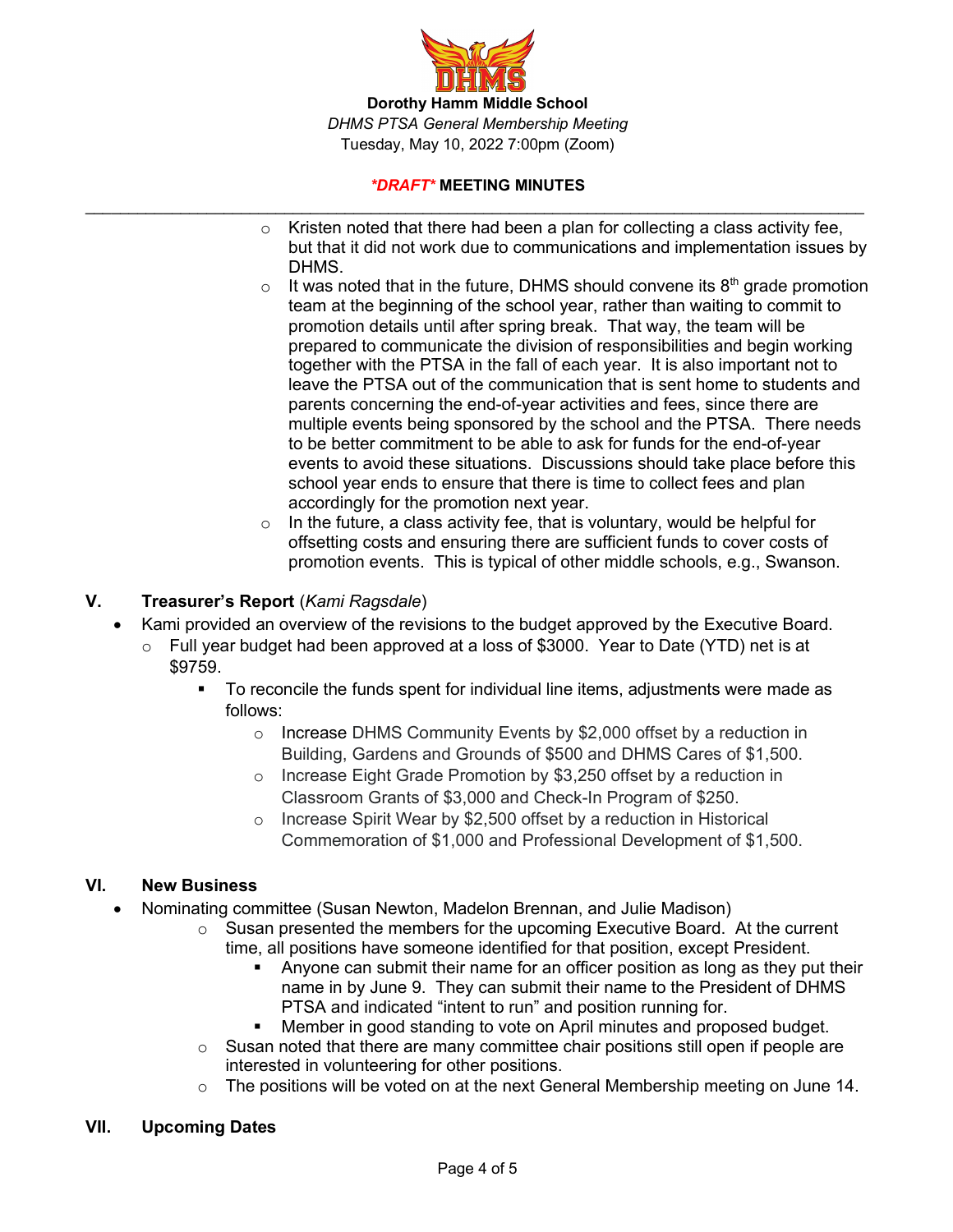**Dorothy Hamm Middle School**

*DHMS PTSA General Membership Meeting*

Tuesday, May 10, 2022 7:00pm (Zoom)

***DRAFT* MEETING MINUTES**

---

- Kristen noted that there had been a plan for collecting a class activity fee, but that it did not work due to communications and implementation issues by DHMS.
- It was noted that in the future, DHMS should convene its 8th grade promotion team at the beginning of the school year, rather than waiting to commit to promotion details until after spring break. That way, the team will be prepared to communicate the division of responsibilities and begin working together with the PTSA in the fall of each year. It is also important not to leave the PTSA out of the communication that is sent home to students and parents concerning the end-of-year activities and fees, since there are multiple events being sponsored by the school and the PTSA. There needs to be better commitment to be able to ask for funds for the end-of-year events to avoid these situations. Discussions should take place before this school year ends to ensure that there is time to collect fees and plan accordingly for the promotion next year.
- In the future, a class activity fee, that is voluntary, would be helpful for offsetting costs and ensuring there are sufficient funds to cover costs of promotion events. This is typical of other middle schools, e.g., Swanson.

## V. Treasurer's Report (*Kami Ragsdale*)

- Kami provided an overview of the revisions to the budget approved by the Executive Board.
  - Full year budget had been approved at a loss of $3000. Year to Date (YTD) net is at $9759.
    - To reconcile the funds spent for individual line items, adjustments were made as follows:
      - Increase DHMS Community Events by $2,000 offset by a reduction in Building, Gardens and Grounds of $500 and DHMS Cares of $1,500.
      - Increase Eight Grade Promotion by $3,250 offset by a reduction in Classroom Grants of $3,000 and Check-In Program of $250.
      - Increase Spirit Wear by $2,500 offset by a reduction in Historical Commemoration of $1,000 and Professional Development of $1,500.

## VI. New Business

- Nominating committee (Susan Newton, Madelon Brennan, and Julie Madison)
  - Susan presented the members for the upcoming Executive Board. At the current time, all positions have someone identified for that position, except President.
    - Anyone can submit their name for an officer position as long as they put their name in by June 9. They can submit their name to the President of DHMS PTSA and indicated "intent to run" and position running for.
    - Member in good standing to vote on April minutes and proposed budget.
  - Susan noted that there are many committee chair positions still open if people are interested in volunteering for other positions.
  - The positions will be voted on at the next General Membership meeting on June 14.

## VII. Upcoming Dates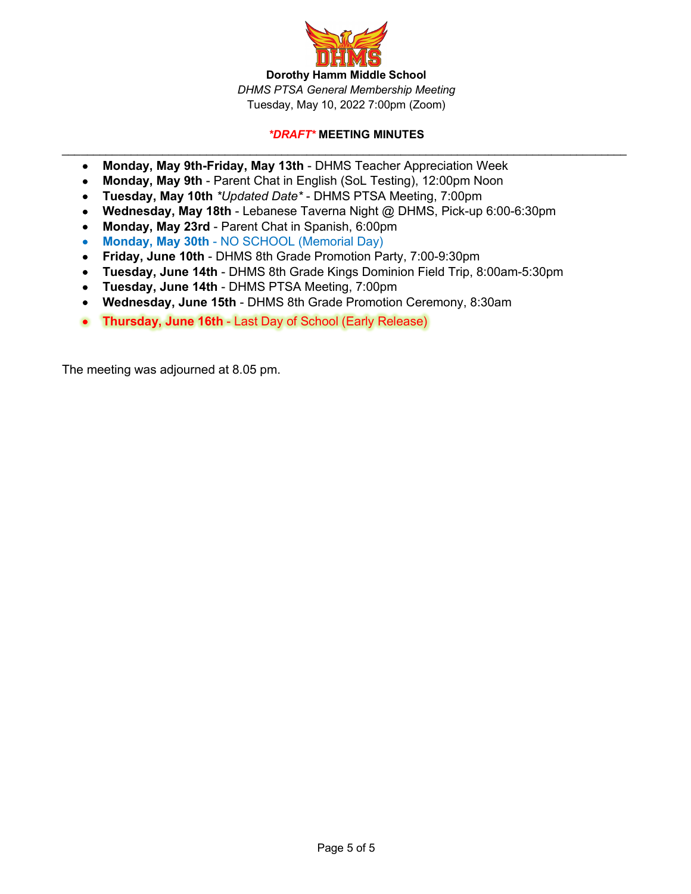**Dorothy Hamm Middle School**

*DHMS PTSA General Membership Meeting*

Tuesday, May 10, 2022 7:00pm (Zoom)

***DRAFT*** **MEETING MINUTES**

---

- **Monday, May 9th-Friday, May 13th** - DHMS Teacher Appreciation Week
- **Monday, May 9th** - Parent Chat in English (SoL Testing), 12:00pm Noon
- **Tuesday, May 10th** *\*Updated Date\** - DHMS PTSA Meeting, 7:00pm
- **Wednesday, May 18th** - Lebanese Taverna Night @ DHMS, Pick-up 6:00-6:30pm
- **Monday, May 23rd** - Parent Chat in Spanish, 6:00pm
- **Monday, May 30th** - NO SCHOOL (Memorial Day)
- **Friday, June 10th** - DHMS 8th Grade Promotion Party, 7:00-9:30pm
- **Tuesday, June 14th** - DHMS 8th Grade Kings Dominion Field Trip, 8:00am-5:30pm
- **Tuesday, June 14th** - DHMS PTSA Meeting, 7:00pm
- **Wednesday, June 15th** - DHMS 8th Grade Promotion Ceremony, 8:30am
- **Thursday, June 16th** - Last Day of School (Early Release)

The meeting was adjourned at 8.05 pm.